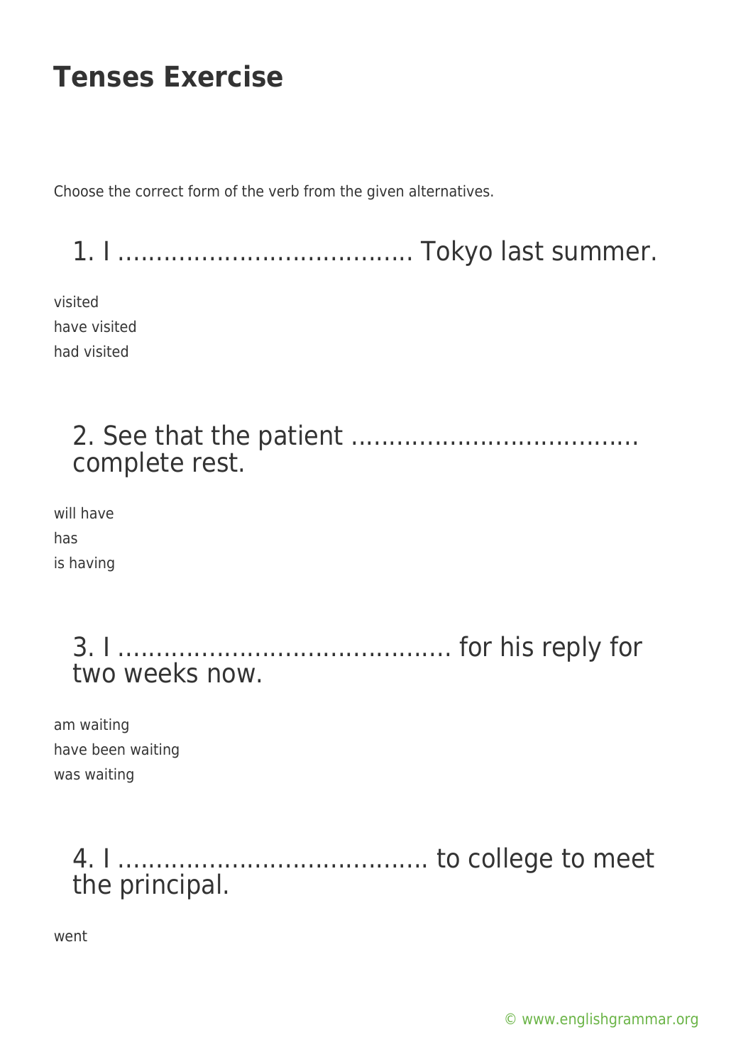# Tenses Exercise

Choose the correct form of the verb from the given alternatives.

## 1. I ………………………………. Tokyo last summer.

visited
have visited
had visited

## 2. See that the patient ………………………………. complete rest.

will have
has
is having

## 3. I ……………………………………. for his reply for two weeks now.

am waiting
have been waiting
was waiting

## 4. I …………………………………. to college to meet the principal.

went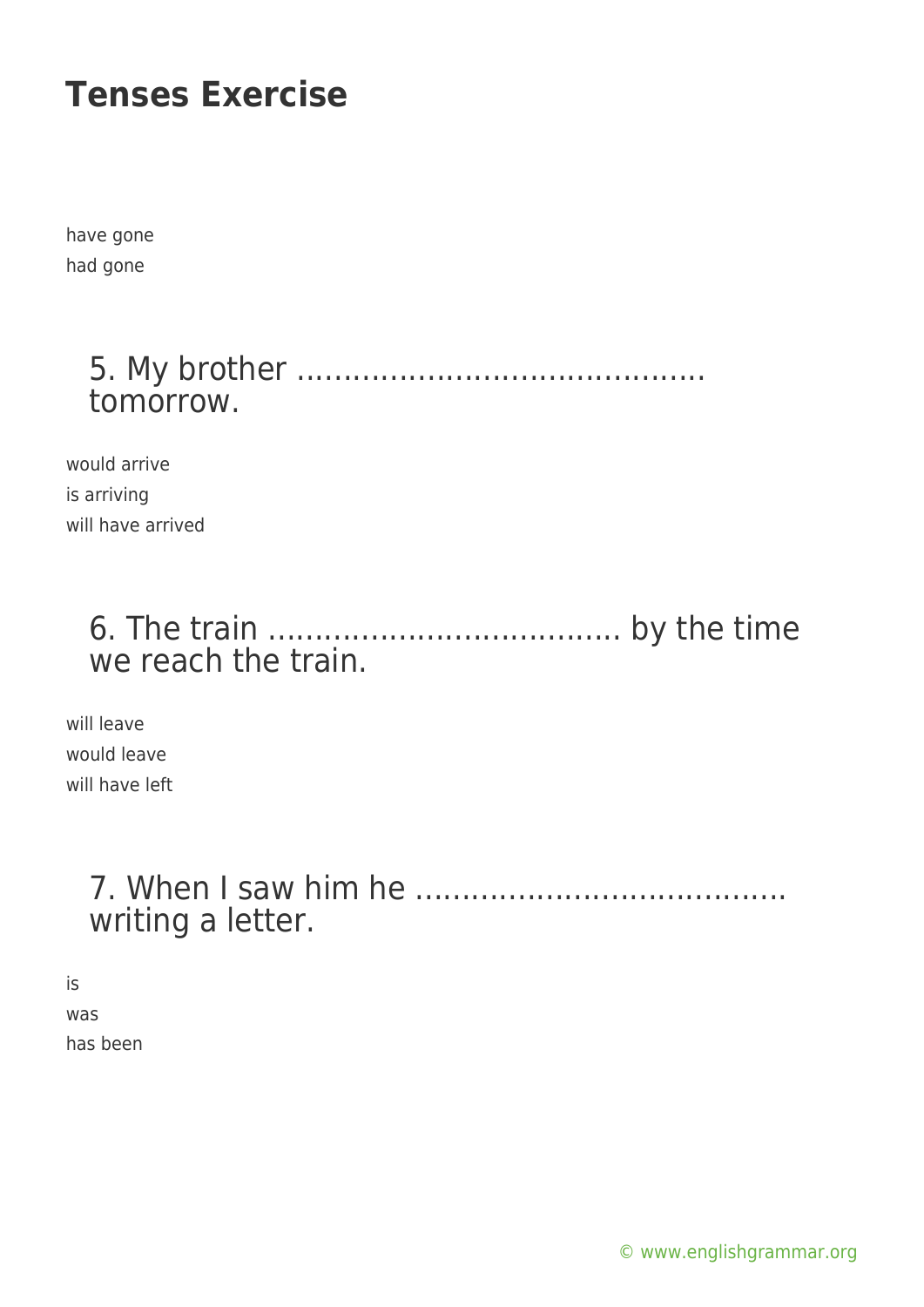have gone
had gone

### 5. My brother …………………………………… tomorrow.

would arrive
is arriving
will have arrived

### 6. The train ……………………………… by the time we reach the train.

will leave
would leave
will have left

### 7. When I saw him he ………………………………. writing a letter.

is
was
has been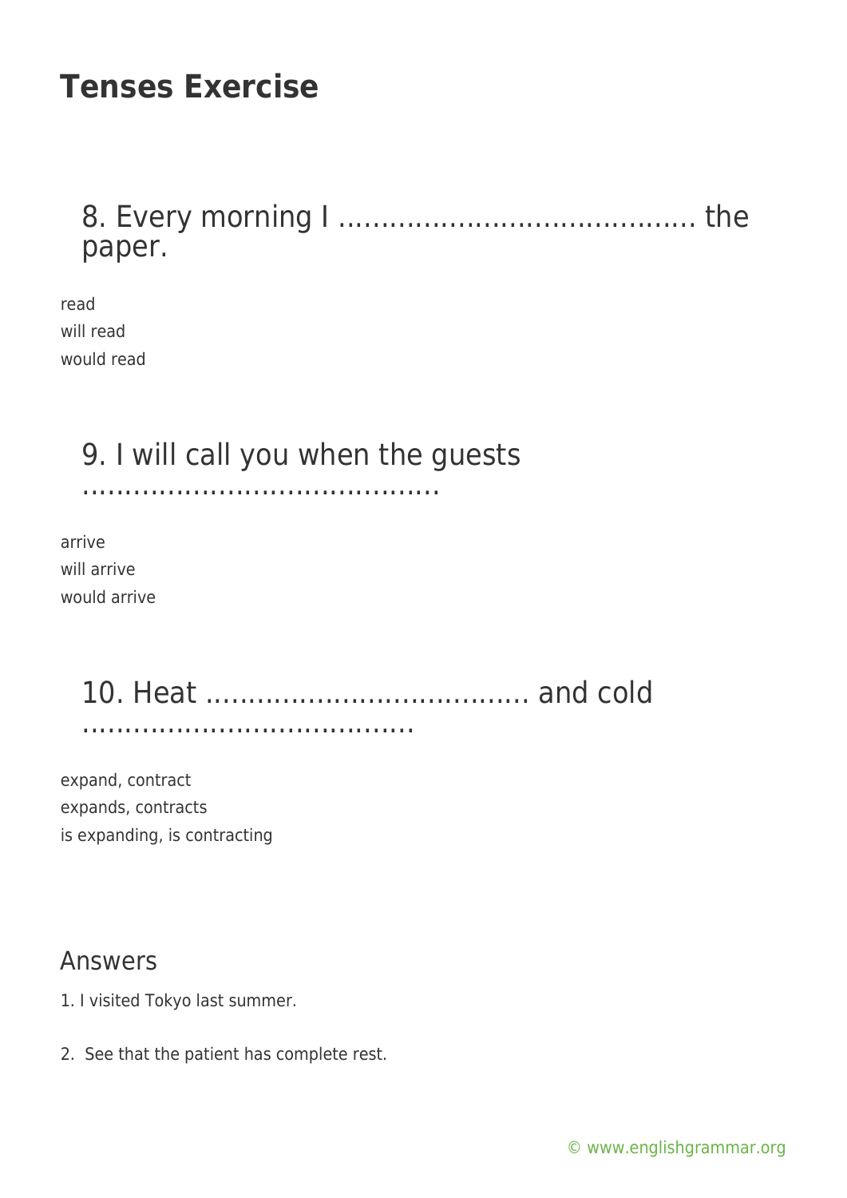# Tenses Exercise

### 8. Every morning I …………………………………… the paper.

read
will read
would read

### 9. I will call you when the guests ……………………………………

arrive
will arrive
would arrive

### 10. Heat ………………………………. and cold …………………………………

expand, contract
expands, contracts
is expanding, is contracting

## Answers

1. I visited Tokyo last summer.

2. See that the patient has complete rest.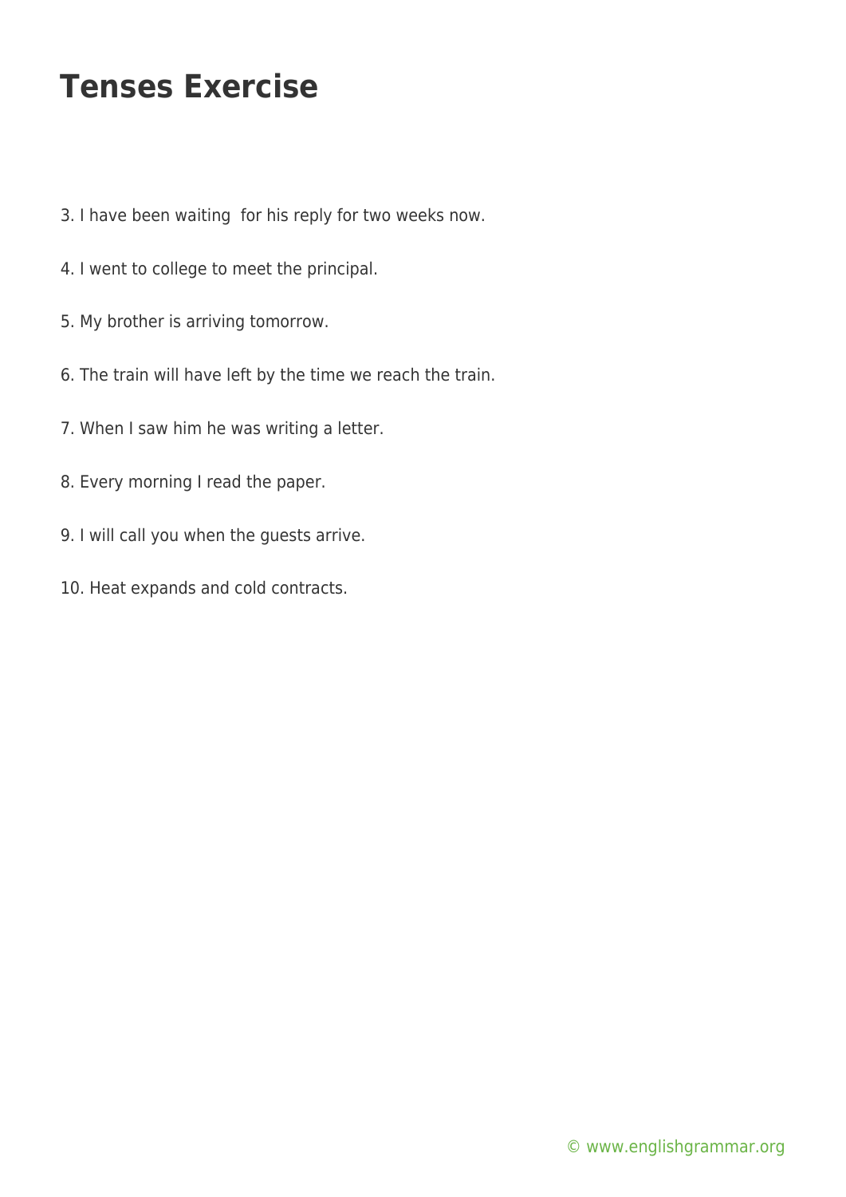# Tenses Exercise

3. I have been waiting  for his reply for two weeks now.

4. I went to college to meet the principal.

5. My brother is arriving tomorrow.

6. The train will have left by the time we reach the train.

7. When I saw him he was writing a letter.

8. Every morning I read the paper.

9. I will call you when the guests arrive.

10. Heat expands and cold contracts.